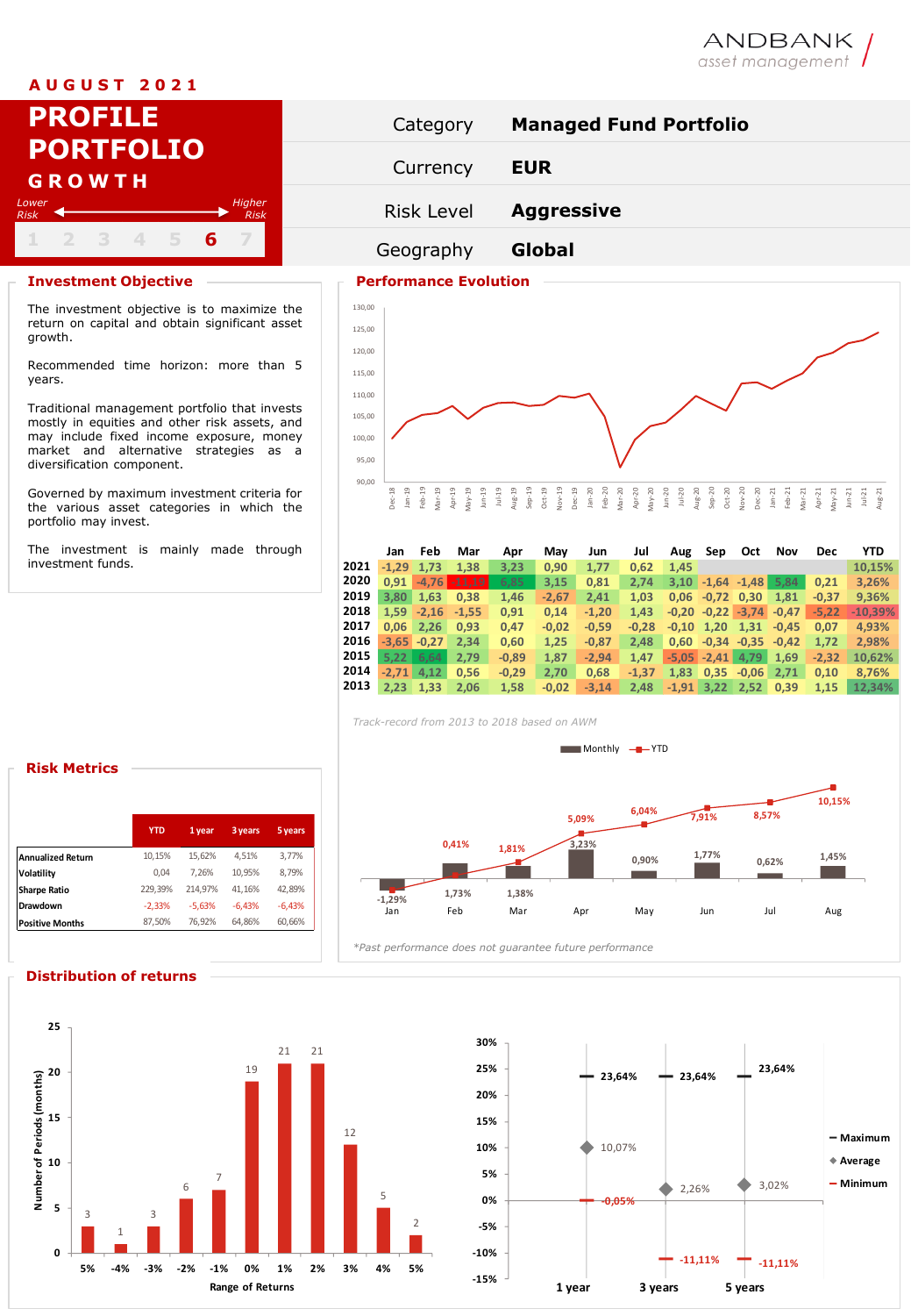ANDBANK asset management

**AUGUST 2021**

# PROFILE PORTFOLIO GROWTH

Lower Risk ← → Higher Risk

1 2 3 4 5 **6** 7

| | |
|---|---|
| Category | **Managed Fund Portfolio** |
| Currency | **EUR** |
| Risk Level | **Aggressive** |
| Geography | **Global** |

## Investment Objective

The investment objective is to maximize the return on capital and obtain significant asset growth.

Recommended time horizon: more than 5 years.

Traditional management portfolio that invests mostly in equities and other risk assets, and may include fixed income exposure, money market and alternative strategies as a diversification component.

Governed by maximum investment criteria for the various asset categories in which the portfolio may invest.

The investment is mainly made through investment funds.

## Performance Evolution

| | Jan | Feb | Mar | Apr | May | Jun | Jul | Aug | Sep | Oct | Nov | Dec | YTD |
|---|---|---|---|---|---|---|---|---|---|---|---|---|---|
| 2021 | -1,29 | 1,73 | 1,38 | 3,23 | 0,90 | 1,77 | 0,62 | 1,45 | | | | | 10,15% |
| 2020 | 0,91 | -4,76 | -11,19 | 6,85 | 3,15 | 0,81 | 2,74 | 3,10 | -1,64 | -1,48 | 5,84 | 0,21 | 3,26% |
| 2019 | 3,80 | 1,63 | 0,38 | 1,46 | -2,67 | 2,41 | 1,03 | 0,06 | -0,72 | 0,30 | 1,81 | -0,37 | 9,36% |
| 2018 | 1,59 | -2,16 | -1,55 | 0,91 | 0,14 | -1,20 | 1,43 | -0,20 | -0,22 | -3,74 | -0,47 | -5,22 | -10,39% |
| 2017 | 0,06 | 2,26 | 0,93 | 0,47 | -0,02 | -0,59 | -0,28 | -0,10 | 1,20 | 1,31 | -0,45 | 0,07 | 4,93% |
| 2016 | -3,65 | -0,27 | 2,34 | 0,60 | 1,25 | -0,87 | 2,48 | 0,60 | -0,34 | -0,35 | -0,42 | 1,72 | 2,98% |
| 2015 | 5,22 | 6,64 | 2,79 | -0,89 | 1,87 | -2,94 | 1,47 | -5,05 | -2,41 | 4,79 | 1,69 | -2,32 | 10,62% |
| 2014 | -2,71 | 4,12 | 0,56 | -0,29 | 2,70 | 0,68 | -1,37 | 1,83 | 0,35 | -0,06 | 2,71 | 0,10 | 8,76% |
| 2013 | 2,23 | 1,33 | 2,06 | 1,58 | -0,02 | -3,14 | 2,48 | -1,91 | 3,22 | 2,52 | 0,39 | 1,15 | 12,34% |

*Track-record from 2013 to 2018 based on AWM*

| | Jan | Feb | Mar | Apr | May | Jun | Jul | Aug |
|---|---|---|---|---|---|---|---|---|
| Monthly | -1,29% | 1,73% | 1,38% | 3,23% | 0,90% | 1,77% | 0,62% | 1,45% |
| YTD | | 0,41% | 1,81% | 5,09% | 6,04% | 7,91% | 8,57% | 10,15% |

*Past performance does not guarantee future performance

## Risk Metrics

| | YTD | 1 year | 3 years | 5 years |
|---|---|---|---|---|
| Annualized Return | 10,15% | 15,62% | 4,51% | 3,77% |
| Volatility | 0,04 | 7,26% | 10,95% | 8,79% |
| Sharpe Ratio | 229,39% | 214,97% | 41,16% | 42,89% |
| Drawdown | -2,33% | -5,63% | -6,43% | -6,43% |
| Positive Months | 87,50% | 76,92% | 64,86% | 60,66% |

## Distribution of returns

| Range of Returns | 5% | -4% | -3% | -2% | -1% | 0% | 1% | 2% | 3% | 4% | 5% |
|---|---|---|---|---|---|---|---|---|---|---|---|
| Number of Periods (months) | 3 | 1 | 3 | 6 | 7 | 19 | 21 | 21 | 12 | 5 | 2 |

| | 1 year | 3 years | 5 years |
|---|---|---|---|
| Maximum | 23,64% | 23,64% | 23,64% |
| Average | 10,07% | 2,26% | 3,02% |
| Minimum | -0,05% | -11,11% | -11,11% |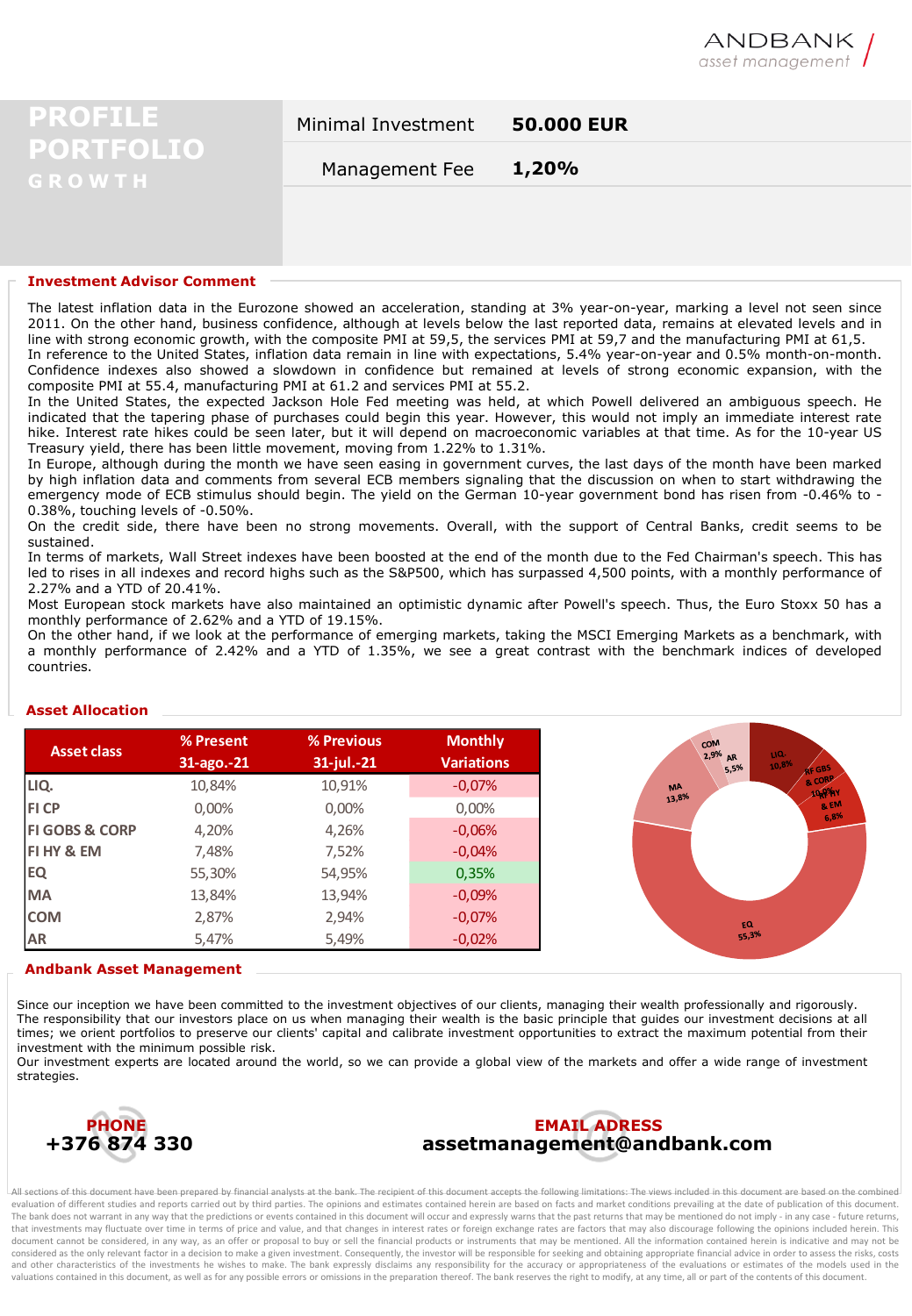ANDBANK asset management

# PROFILE PORTFOLIO GROWTH

| | |
|---|---|
| Minimal Investment | **50.000 EUR** |
| Management Fee | **1,20%** |

## Investment Advisor Comment

The latest inflation data in the Eurozone showed an acceleration, standing at 3% year-on-year, marking a level not seen since 2011. On the other hand, business confidence, although at levels below the last reported data, remains at elevated levels and in line with strong economic growth, with the composite PMI at 59,5, the services PMI at 59,7 and the manufacturing PMI at 61,5.
In reference to the United States, inflation data remain in line with expectations, 5.4% year-on-year and 0.5% month-on-month. Confidence indexes also showed a slowdown in confidence but remained at levels of strong economic expansion, with the composite PMI at 55.4, manufacturing PMI at 61.2 and services PMI at 55.2.
In the United States, the expected Jackson Hole Fed meeting was held, at which Powell delivered an ambiguous speech. He indicated that the tapering phase of purchases could begin this year. However, this would not imply an immediate interest rate hike. Interest rate hikes could be seen later, but it will depend on macroeconomic variables at that time. As for the 10-year US Treasury yield, there has been little movement, moving from 1.22% to 1.31%.
In Europe, although during the month we have seen easing in government curves, the last days of the month have been marked by high inflation data and comments from several ECB members signaling that the discussion on when to start withdrawing the emergency mode of ECB stimulus should begin. The yield on the German 10-year government bond has risen from -0.46% to -0.38%, touching levels of -0.50%.
On the credit side, there have been no strong movements. Overall, with the support of Central Banks, credit seems to be sustained.
In terms of markets, Wall Street indexes have been boosted at the end of the month due to the Fed Chairman's speech. This has led to rises in all indexes and record highs such as the S&P500, which has surpassed 4,500 points, with a monthly performance of 2.27% and a YTD of 20.41%.
Most European stock markets have also maintained an optimistic dynamic after Powell's speech. Thus, the Euro Stoxx 50 has a monthly performance of 2.62% and a YTD of 19.15%.
On the other hand, if we look at the performance of emerging markets, taking the MSCI Emerging Markets as a benchmark, with a monthly performance of 2.42% and a YTD of 1.35%, we see a great contrast with the benchmark indices of developed countries.

## Asset Allocation

| Asset class | % Present 31-ago.-21 | % Previous 31-jul.-21 | Monthly Variations |
|---|---|---|---|
| LIQ. | 10,84% | 10,91% | -0,07% |
| FI CP | 0,00% | 0,00% | 0,00% |
| FI GOBS & CORP | 4,20% | 4,26% | -0,06% |
| FI HY & EM | 7,48% | 7,52% | -0,04% |
| EQ | 55,30% | 54,95% | 0,35% |
| MA | 13,84% | 13,94% | -0,09% |
| COM | 2,87% | 2,94% | -0,07% |
| AR | 5,47% | 5,49% | -0,02% |

LIQ. 10,8%
RF GBS & CORP 10,0%
RF HY & EM 6,8%
EQ 55,3%
MA 13,8%
COM 2,9%
AR 5,5%

## Andbank Asset Management

Since our inception we have been committed to the investment objectives of our clients, managing their wealth professionally and rigorously. The responsibility that our investors place on us when managing their wealth is the basic principle that guides our investment decisions at all times; we orient portfolios to preserve our clients' capital and calibrate investment opportunities to extract the maximum potential from their investment with the minimum possible risk.
Our investment experts are located around the world, so we can provide a global view of the markets and offer a wide range of investment strategies.

**PHONE**
**+376 874 330**

**EMAIL ADRESS**
**assetmanagement@andbank.com**

All sections of this document have been prepared by financial analysts at the bank. The recipient of this document accepts the following limitations: The views included in this document are based on the combined evaluation of different studies and reports carried out by third parties. The opinions and estimates contained herein are based on facts and market conditions prevailing at the date of publication of this document. The bank does not warrant in any way that the predictions or events contained in this document will occur and expressly warns that the past returns that may be mentioned do not imply - in any case - future returns, that investments may fluctuate over time in terms of price and value, and that changes in interest rates or foreign exchange rates are factors that may also discourage following the opinions included herein. This document cannot be considered, in any way, as an offer or proposal to buy or sell the financial products or instruments that may be mentioned. All the information contained herein is indicative and may not be considered as the only relevant factor in a decision to make a given investment. Consequently, the investor will be responsible for seeking and obtaining appropriate financial advice in order to assess the risks, costs and other characteristics of the investments he wishes to make. The bank expressly disclaims any responsibility for the accuracy or appropriateness of the evaluations or estimates of the models used in the valuations contained in this document, as well as for any possible errors or omissions in the preparation thereof. The bank reserves the right to modify, at any time, all or part of the contents of this document.